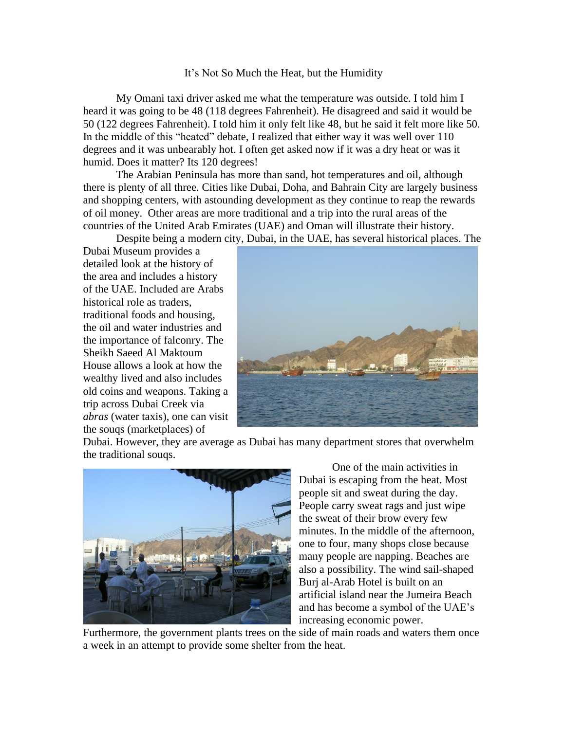It's Not So Much the Heat, but the Humidity

My Omani taxi driver asked me what the temperature was outside. I told him I heard it was going to be 48 (118 degrees Fahrenheit). He disagreed and said it would be 50 (122 degrees Fahrenheit). I told him it only felt like 48, but he said it felt more like 50. In the middle of this "heated" debate, I realized that either way it was well over 110 degrees and it was unbearably hot. I often get asked now if it was a dry heat or was it humid. Does it matter? Its 120 degrees!

The Arabian Peninsula has more than sand, hot temperatures and oil, although there is plenty of all three. Cities like Dubai, Doha, and Bahrain City are largely business and shopping centers, with astounding development as they continue to reap the rewards of oil money. Other areas are more traditional and a trip into the rural areas of the countries of the United Arab Emirates (UAE) and Oman will illustrate their history.

Despite being a modern city, Dubai, in the UAE, has several historical places. The Dubai Museum provides a detailed look at the history of the area and includes a history of the UAE. Included are Arabs historical role as traders, traditional foods and housing, the oil and water industries and the importance of falconry. The Sheikh Saeed Al Maktoum House allows a look at how the wealthy lived and also includes old coins and weapons. Taking a trip across Dubai Creek via *abras* (water taxis), one can visit the souqs (marketplaces) of Dubai. However, they are average as Dubai has many department stores that overwhelm the traditional souqs.

One of the main activities in Dubai is escaping from the heat. Most people sit and sweat during the day. People carry sweat rags and just wipe the sweat of their brow every few minutes. In the middle of the afternoon, one to four, many shops close because many people are napping. Beaches are also a possibility. The wind sail-shaped Burj al-Arab Hotel is built on an artificial island near the Jumeira Beach and has become a symbol of the UAE's increasing economic power. Furthermore, the government plants trees on the side of main roads and waters them once a week in an attempt to provide some shelter from the heat.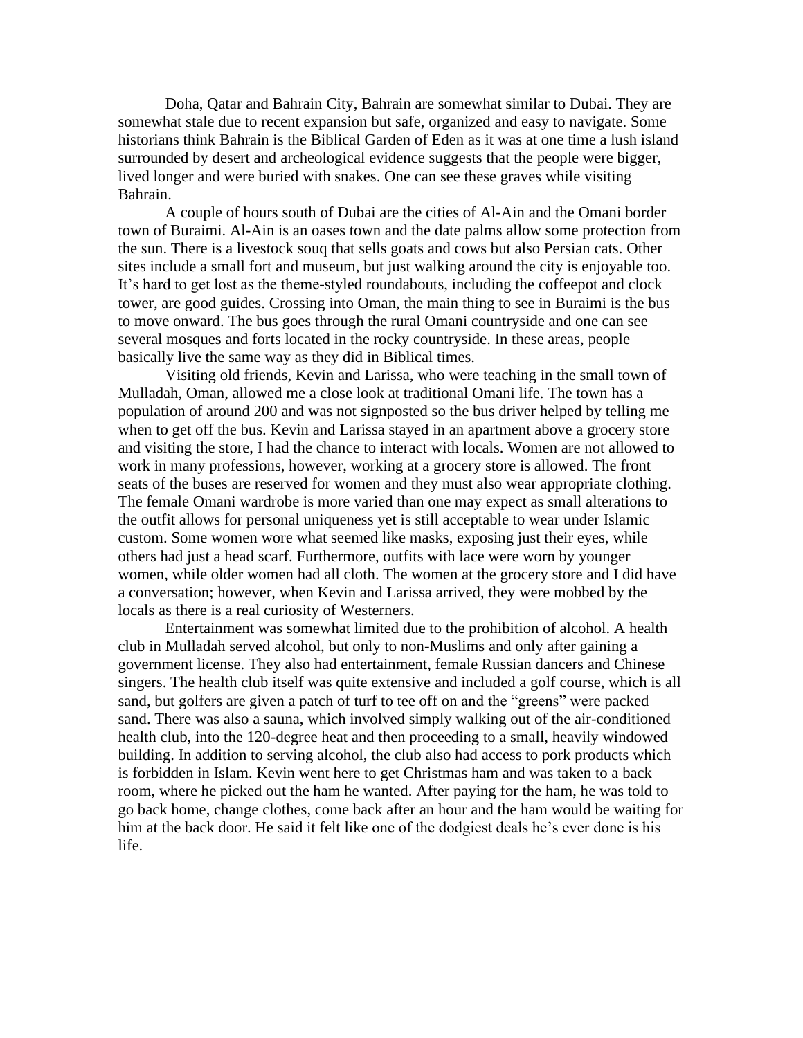Doha, Qatar and Bahrain City, Bahrain are somewhat similar to Dubai. They are somewhat stale due to recent expansion but safe, organized and easy to navigate. Some historians think Bahrain is the Biblical Garden of Eden as it was at one time a lush island surrounded by desert and archeological evidence suggests that the people were bigger, lived longer and were buried with snakes. One can see these graves while visiting Bahrain.

A couple of hours south of Dubai are the cities of Al-Ain and the Omani border town of Buraimi. Al-Ain is an oases town and the date palms allow some protection from the sun. There is a livestock souq that sells goats and cows but also Persian cats. Other sites include a small fort and museum, but just walking around the city is enjoyable too. It's hard to get lost as the theme-styled roundabouts, including the coffeepot and clock tower, are good guides. Crossing into Oman, the main thing to see in Buraimi is the bus to move onward. The bus goes through the rural Omani countryside and one can see several mosques and forts located in the rocky countryside. In these areas, people basically live the same way as they did in Biblical times.

Visiting old friends, Kevin and Larissa, who were teaching in the small town of Mulladah, Oman, allowed me a close look at traditional Omani life. The town has a population of around 200 and was not signposted so the bus driver helped by telling me when to get off the bus. Kevin and Larissa stayed in an apartment above a grocery store and visiting the store, I had the chance to interact with locals. Women are not allowed to work in many professions, however, working at a grocery store is allowed. The front seats of the buses are reserved for women and they must also wear appropriate clothing. The female Omani wardrobe is more varied than one may expect as small alterations to the outfit allows for personal uniqueness yet is still acceptable to wear under Islamic custom. Some women wore what seemed like masks, exposing just their eyes, while others had just a head scarf. Furthermore, outfits with lace were worn by younger women, while older women had all cloth. The women at the grocery store and I did have a conversation; however, when Kevin and Larissa arrived, they were mobbed by the locals as there is a real curiosity of Westerners.

Entertainment was somewhat limited due to the prohibition of alcohol. A health club in Mulladah served alcohol, but only to non-Muslims and only after gaining a government license. They also had entertainment, female Russian dancers and Chinese singers. The health club itself was quite extensive and included a golf course, which is all sand, but golfers are given a patch of turf to tee off on and the "greens" were packed sand. There was also a sauna, which involved simply walking out of the air-conditioned health club, into the 120-degree heat and then proceeding to a small, heavily windowed building. In addition to serving alcohol, the club also had access to pork products which is forbidden in Islam. Kevin went here to get Christmas ham and was taken to a back room, where he picked out the ham he wanted. After paying for the ham, he was told to go back home, change clothes, come back after an hour and the ham would be waiting for him at the back door. He said it felt like one of the dodgiest deals he's ever done is his life.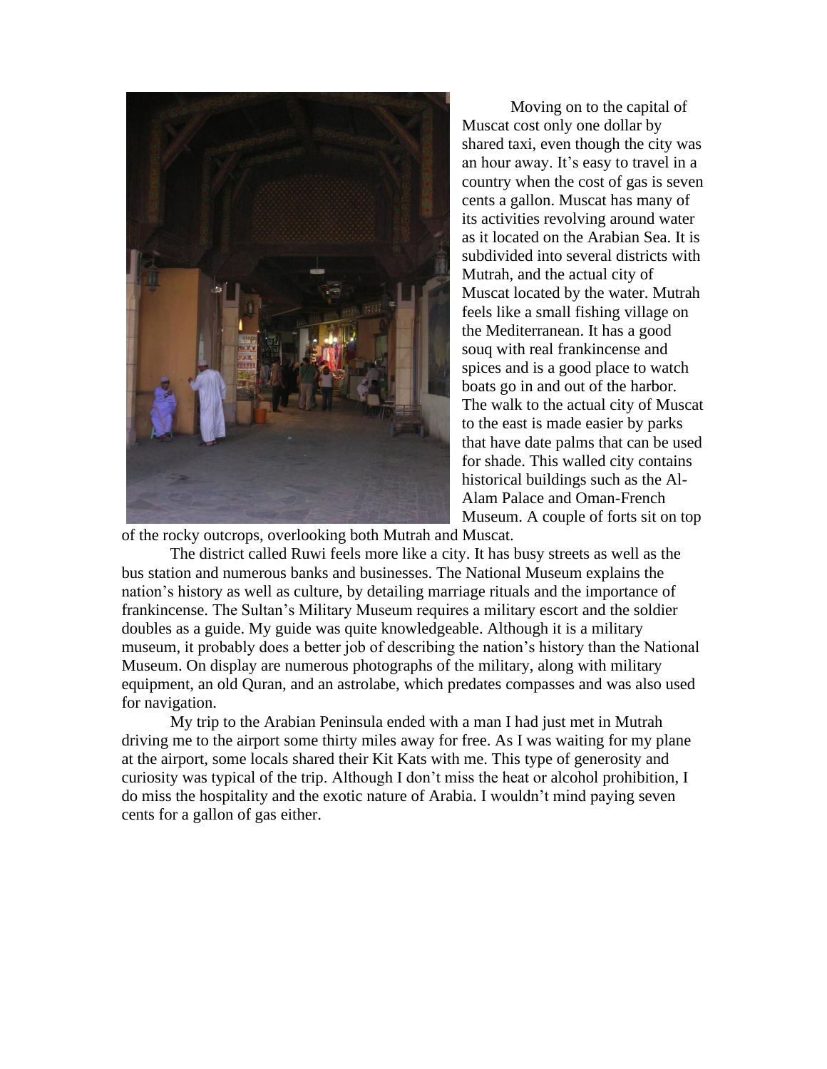Moving on to the capital of Muscat cost only one dollar by shared taxi, even though the city was an hour away. It's easy to travel in a country when the cost of gas is seven cents a gallon. Muscat has many of its activities revolving around water as it located on the Arabian Sea. It is subdivided into several districts with Mutrah, and the actual city of Muscat located by the water. Mutrah feels like a small fishing village on the Mediterranean. It has a good souq with real frankincense and spices and is a good place to watch boats go in and out of the harbor. The walk to the actual city of Muscat to the east is made easier by parks that have date palms that can be used for shade. This walled city contains historical buildings such as the Al-Alam Palace and Oman-French Museum. A couple of forts sit on top of the rocky outcrops, overlooking both Mutrah and Muscat.

The district called Ruwi feels more like a city. It has busy streets as well as the bus station and numerous banks and businesses. The National Museum explains the nation's history as well as culture, by detailing marriage rituals and the importance of frankincense. The Sultan's Military Museum requires a military escort and the soldier doubles as a guide. My guide was quite knowledgeable. Although it is a military museum, it probably does a better job of describing the nation's history than the National Museum. On display are numerous photographs of the military, along with military equipment, an old Quran, and an astrolabe, which predates compasses and was also used for navigation.

My trip to the Arabian Peninsula ended with a man I had just met in Mutrah driving me to the airport some thirty miles away for free. As I was waiting for my plane at the airport, some locals shared their Kit Kats with me. This type of generosity and curiosity was typical of the trip. Although I don't miss the heat or alcohol prohibition, I do miss the hospitality and the exotic nature of Arabia. I wouldn't mind paying seven cents for a gallon of gas either.